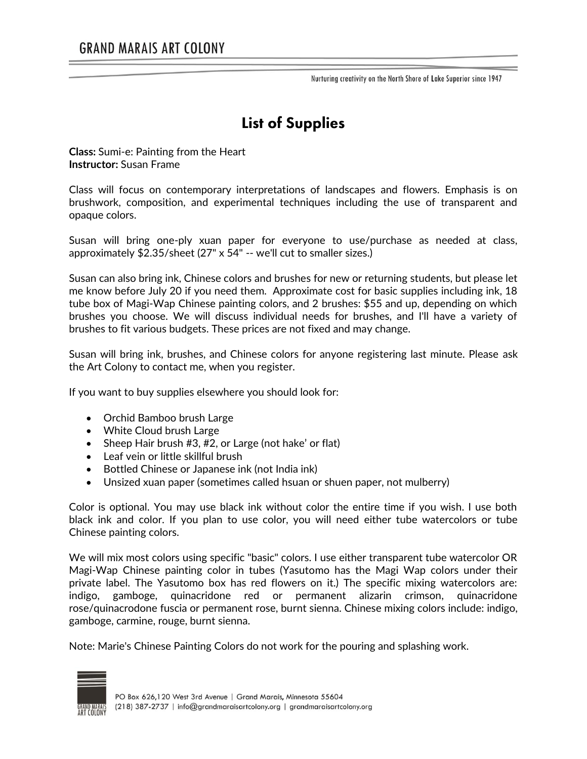# List of Supplies

**Class:** Sumi-e: Painting from the Heart
**Instructor:** Susan Frame

Class will focus on contemporary interpretations of landscapes and flowers. Emphasis is on brushwork, composition, and experimental techniques including the use of transparent and opaque colors.

Susan will bring one-ply xuan paper for everyone to use/purchase as needed at class, approximately $2.35/sheet (27" x 54" -- we'll cut to smaller sizes.)

Susan can also bring ink, Chinese colors and brushes for new or returning students, but please let me know before July 20 if you need them. Approximate cost for basic supplies including ink, 18 tube box of Magi-Wap Chinese painting colors, and 2 brushes: $55 and up, depending on which brushes you choose. We will discuss individual needs for brushes, and I'll have a variety of brushes to fit various budgets. These prices are not fixed and may change.

Susan will bring ink, brushes, and Chinese colors for anyone registering last minute. Please ask the Art Colony to contact me, when you register.

If you want to buy supplies elsewhere you should look for:

- Orchid Bamboo brush Large
- White Cloud brush Large
- Sheep Hair brush #3, #2, or Large (not hake' or flat)
- Leaf vein or little skillful brush
- Bottled Chinese or Japanese ink (not India ink)
- Unsized xuan paper (sometimes called hsuan or shuen paper, not mulberry)

Color is optional. You may use black ink without color the entire time if you wish. I use both black ink and color. If you plan to use color, you will need either tube watercolors or tube Chinese painting colors.

We will mix most colors using specific "basic" colors. I use either transparent tube watercolor OR Magi-Wap Chinese painting color in tubes (Yasutomo has the Magi Wap colors under their private label. The Yasutomo box has red flowers on it.) The specific mixing watercolors are: indigo, gamboge, quinacridone red or permanent alizarin crimson, quinacridone rose/quinacrodone fuscia or permanent rose, burnt sienna. Chinese mixing colors include: indigo, gamboge, carmine, rouge, burnt sienna.

Note: Marie's Chinese Painting Colors do not work for the pouring and splashing work.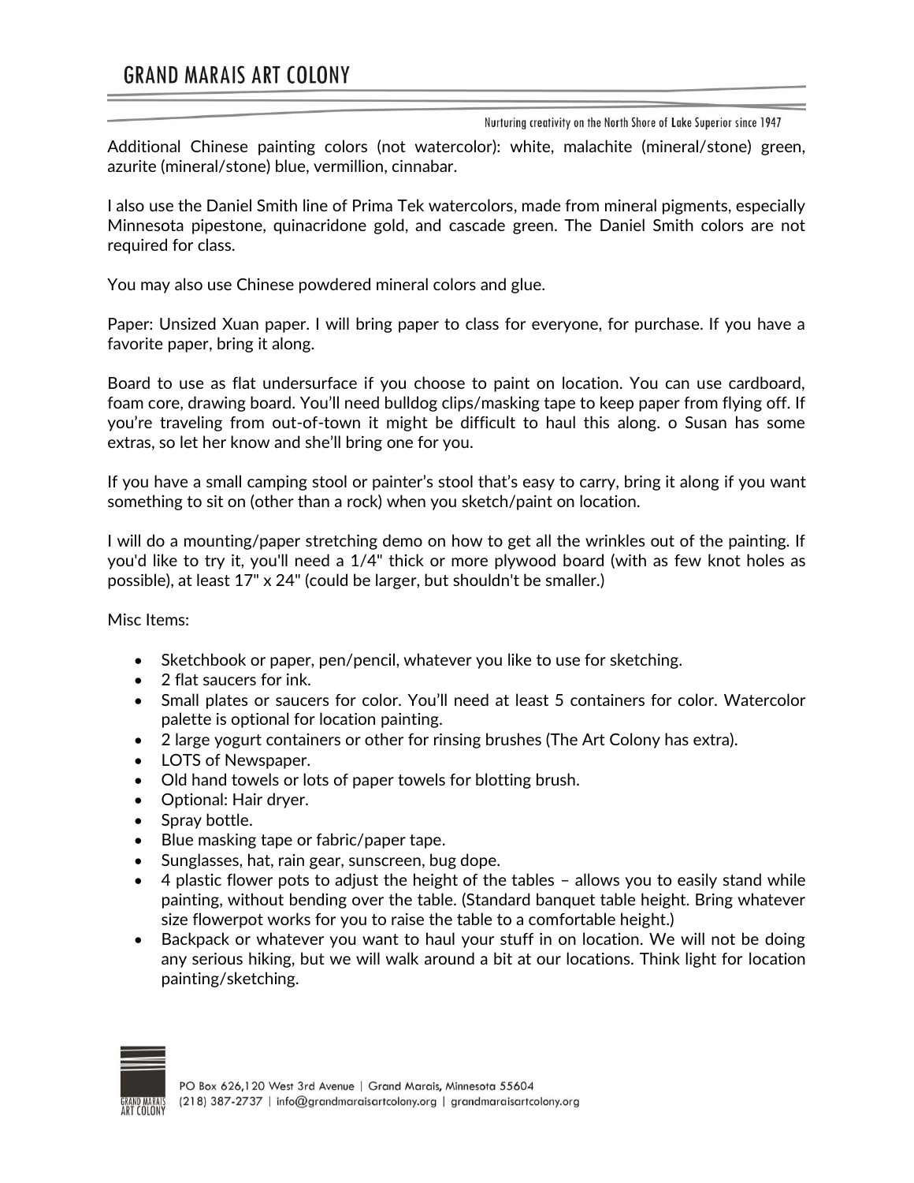Additional Chinese painting colors (not watercolor): white, malachite (mineral/stone) green, azurite (mineral/stone) blue, vermillion, cinnabar.

I also use the Daniel Smith line of Prima Tek watercolors, made from mineral pigments, especially Minnesota pipestone, quinacridone gold, and cascade green. The Daniel Smith colors are not required for class.

You may also use Chinese powdered mineral colors and glue.

Paper: Unsized Xuan paper. I will bring paper to class for everyone, for purchase. If you have a favorite paper, bring it along.

Board to use as flat undersurface if you choose to paint on location. You can use cardboard, foam core, drawing board. You'll need bulldog clips/masking tape to keep paper from flying off. If you're traveling from out-of-town it might be difficult to haul this along. o Susan has some extras, so let her know and she'll bring one for you.

If you have a small camping stool or painter's stool that's easy to carry, bring it along if you want something to sit on (other than a rock) when you sketch/paint on location.

I will do a mounting/paper stretching demo on how to get all the wrinkles out of the painting. If you'd like to try it, you'll need a 1/4" thick or more plywood board (with as few knot holes as possible), at least 17" x 24" (could be larger, but shouldn't be smaller.)

Misc Items:

- Sketchbook or paper, pen/pencil, whatever you like to use for sketching.
- 2 flat saucers for ink.
- Small plates or saucers for color. You'll need at least 5 containers for color. Watercolor palette is optional for location painting.
- 2 large yogurt containers or other for rinsing brushes (The Art Colony has extra).
- LOTS of Newspaper.
- Old hand towels or lots of paper towels for blotting brush.
- Optional: Hair dryer.
- Spray bottle.
- Blue masking tape or fabric/paper tape.
- Sunglasses, hat, rain gear, sunscreen, bug dope.
- 4 plastic flower pots to adjust the height of the tables – allows you to easily stand while painting, without bending over the table. (Standard banquet table height. Bring whatever size flowerpot works for you to raise the table to a comfortable height.)
- Backpack or whatever you want to haul your stuff in on location. We will not be doing any serious hiking, but we will walk around a bit at our locations. Think light for location painting/sketching.